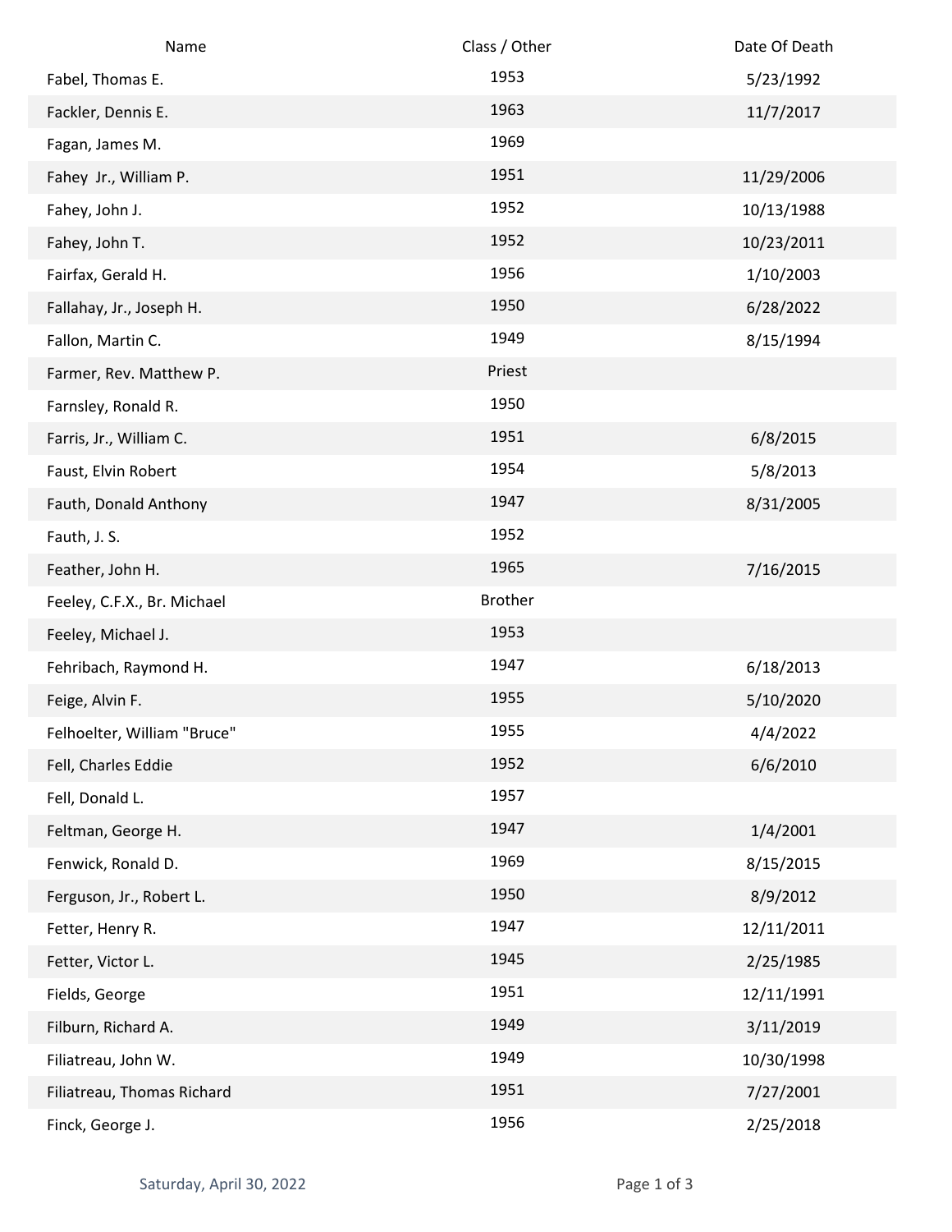| Name | Class / Other | Date Of Death |
|---|---|---|
| Fabel, Thomas E. | 1953 | 5/23/1992 |
| Fackler, Dennis E. | 1963 | 11/7/2017 |
| Fagan, James M. | 1969 | |
| Fahey  Jr., William P. | 1951 | 11/29/2006 |
| Fahey, John J. | 1952 | 10/13/1988 |
| Fahey, John T. | 1952 | 10/23/2011 |
| Fairfax, Gerald H. | 1956 | 1/10/2003 |
| Fallahay, Jr., Joseph H. | 1950 | 6/28/2022 |
| Fallon, Martin C. | 1949 | 8/15/1994 |
| Farmer, Rev. Matthew P. | Priest | |
| Farnsley, Ronald R. | 1950 | |
| Farris, Jr., William C. | 1951 | 6/8/2015 |
| Faust, Elvin Robert | 1954 | 5/8/2013 |
| Fauth, Donald Anthony | 1947 | 8/31/2005 |
| Fauth, J. S. | 1952 | |
| Feather, John H. | 1965 | 7/16/2015 |
| Feeley, C.F.X., Br. Michael | Brother | |
| Feeley, Michael J. | 1953 | |
| Fehribach, Raymond H. | 1947 | 6/18/2013 |
| Feige, Alvin F. | 1955 | 5/10/2020 |
| Felhoelter, William "Bruce" | 1955 | 4/4/2022 |
| Fell, Charles Eddie | 1952 | 6/6/2010 |
| Fell, Donald L. | 1957 | |
| Feltman, George H. | 1947 | 1/4/2001 |
| Fenwick, Ronald D. | 1969 | 8/15/2015 |
| Ferguson, Jr., Robert L. | 1950 | 8/9/2012 |
| Fetter, Henry R. | 1947 | 12/11/2011 |
| Fetter, Victor L. | 1945 | 2/25/1985 |
| Fields, George | 1951 | 12/11/1991 |
| Filburn, Richard A. | 1949 | 3/11/2019 |
| Filiatreau, John W. | 1949 | 10/30/1998 |
| Filiatreau, Thomas Richard | 1951 | 7/27/2001 |
| Finck, George J. | 1956 | 2/25/2018 |

Saturday, April 30, 2022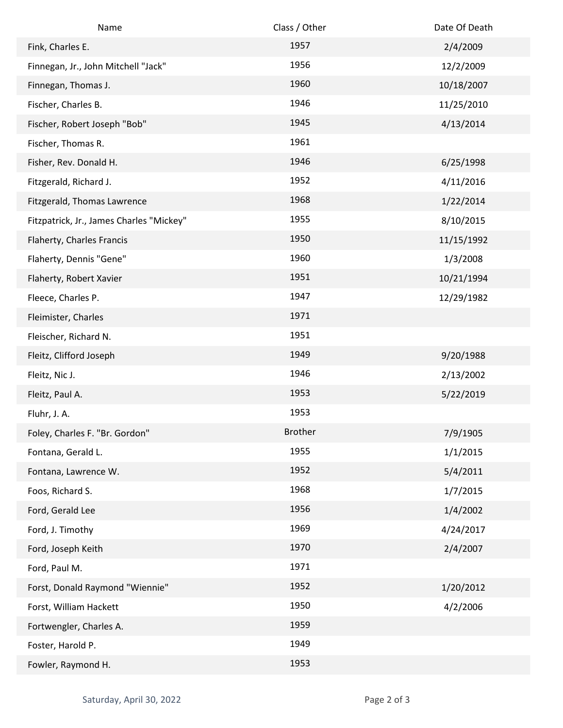| Name | Class / Other | Date Of Death |
|---|---|---|
| Fink, Charles E. | 1957 | 2/4/2009 |
| Finnegan, Jr., John Mitchell "Jack" | 1956 | 12/2/2009 |
| Finnegan, Thomas J. | 1960 | 10/18/2007 |
| Fischer, Charles B. | 1946 | 11/25/2010 |
| Fischer, Robert Joseph "Bob" | 1945 | 4/13/2014 |
| Fischer, Thomas R. | 1961 | |
| Fisher, Rev. Donald H. | 1946 | 6/25/1998 |
| Fitzgerald, Richard J. | 1952 | 4/11/2016 |
| Fitzgerald, Thomas Lawrence | 1968 | 1/22/2014 |
| Fitzpatrick, Jr., James Charles "Mickey" | 1955 | 8/10/2015 |
| Flaherty, Charles Francis | 1950 | 11/15/1992 |
| Flaherty, Dennis "Gene" | 1960 | 1/3/2008 |
| Flaherty, Robert Xavier | 1951 | 10/21/1994 |
| Fleece, Charles P. | 1947 | 12/29/1982 |
| Fleimister, Charles | 1971 | |
| Fleischer, Richard N. | 1951 | |
| Fleitz, Clifford Joseph | 1949 | 9/20/1988 |
| Fleitz, Nic J. | 1946 | 2/13/2002 |
| Fleitz, Paul A. | 1953 | 5/22/2019 |
| Fluhr, J. A. | 1953 | |
| Foley, Charles F. "Br. Gordon" | Brother | 7/9/1905 |
| Fontana, Gerald L. | 1955 | 1/1/2015 |
| Fontana, Lawrence W. | 1952 | 5/4/2011 |
| Foos, Richard S. | 1968 | 1/7/2015 |
| Ford, Gerald Lee | 1956 | 1/4/2002 |
| Ford, J. Timothy | 1969 | 4/24/2017 |
| Ford, Joseph Keith | 1970 | 2/4/2007 |
| Ford, Paul M. | 1971 | |
| Forst, Donald Raymond "Wiennie" | 1952 | 1/20/2012 |
| Forst, William Hackett | 1950 | 4/2/2006 |
| Fortwengler, Charles A. | 1959 | |
| Foster, Harold P. | 1949 | |
| Fowler, Raymond H. | 1953 | |

Saturday, April 30, 2022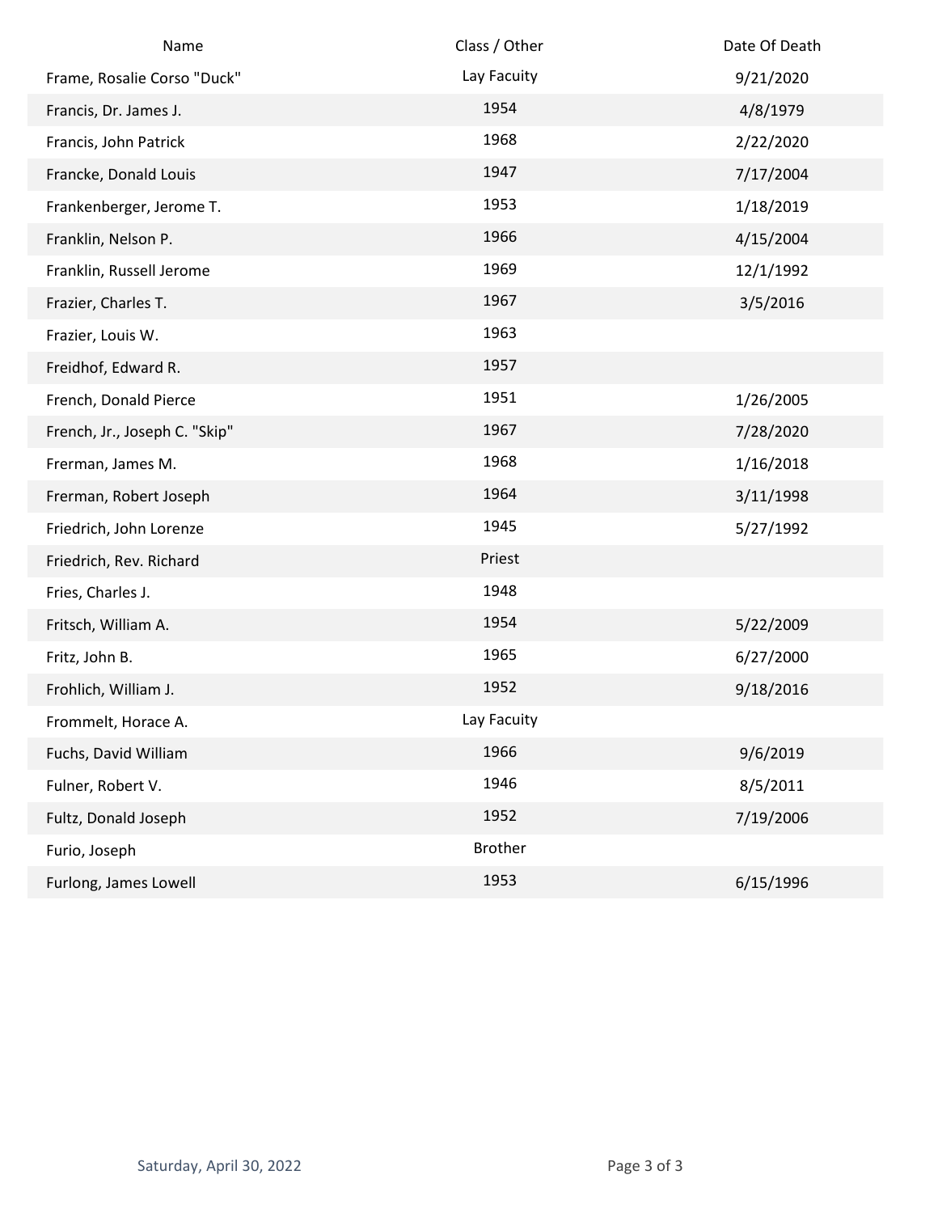| Name | Class / Other | Date Of Death |
|---|---|---|
| Frame, Rosalie Corso "Duck" | Lay Facuity | 9/21/2020 |
| Francis, Dr. James J. | 1954 | 4/8/1979 |
| Francis, John Patrick | 1968 | 2/22/2020 |
| Francke, Donald Louis | 1947 | 7/17/2004 |
| Frankenberger, Jerome T. | 1953 | 1/18/2019 |
| Franklin, Nelson P. | 1966 | 4/15/2004 |
| Franklin, Russell Jerome | 1969 | 12/1/1992 |
| Frazier, Charles T. | 1967 | 3/5/2016 |
| Frazier, Louis W. | 1963 | |
| Freidhof, Edward R. | 1957 | |
| French, Donald Pierce | 1951 | 1/26/2005 |
| French, Jr., Joseph C. "Skip" | 1967 | 7/28/2020 |
| Frerman, James M. | 1968 | 1/16/2018 |
| Frerman, Robert Joseph | 1964 | 3/11/1998 |
| Friedrich, John Lorenze | 1945 | 5/27/1992 |
| Friedrich, Rev. Richard | Priest | |
| Fries, Charles J. | 1948 | |
| Fritsch, William A. | 1954 | 5/22/2009 |
| Fritz, John B. | 1965 | 6/27/2000 |
| Frohlich, William J. | 1952 | 9/18/2016 |
| Frommelt, Horace A. | Lay Facuity | |
| Fuchs, David William | 1966 | 9/6/2019 |
| Fulner, Robert V. | 1946 | 8/5/2011 |
| Fultz, Donald Joseph | 1952 | 7/19/2006 |
| Furio, Joseph | Brother | |
| Furlong, James Lowell | 1953 | 6/15/1996 |

Saturday, April 30, 2022